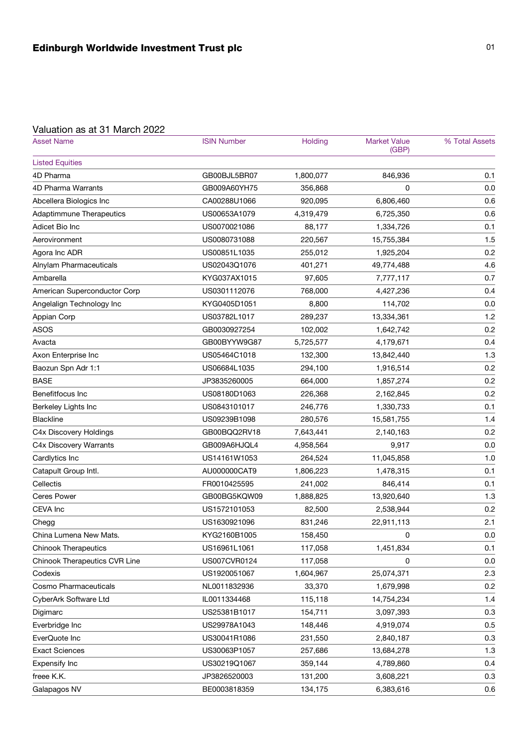# Edinburgh Worldwide Investment Trust plc

## Valuation as at 31 March 2022

| Asset Name | ISIN Number | Holding | Market Value (GBP) | % Total Assets |
|---|---|---|---|---|
| Listed Equities | | | | |
| 4D Pharma | GB00BJL5BR07 | 1,800,077 | 846,936 | 0.1 |
| 4D Pharma Warrants | GB009A60YH75 | 356,868 | 0 | 0.0 |
| Abcellera Biologics Inc | CA00288U1066 | 920,095 | 6,806,460 | 0.6 |
| Adaptimmune Therapeutics | US00653A1079 | 4,319,479 | 6,725,350 | 0.6 |
| Adicet Bio Inc | US0070021086 | 88,177 | 1,334,726 | 0.1 |
| Aerovironment | US0080731088 | 220,567 | 15,755,384 | 1.5 |
| Agora Inc ADR | US00851L1035 | 255,012 | 1,925,204 | 0.2 |
| Alnylam Pharmaceuticals | US02043Q1076 | 401,271 | 49,774,488 | 4.6 |
| Ambarella | KYG037AX1015 | 97,605 | 7,777,117 | 0.7 |
| American Superconductor Corp | US0301112076 | 768,000 | 4,427,236 | 0.4 |
| Angelalign Technology Inc | KYG0405D1051 | 8,800 | 114,702 | 0.0 |
| Appian Corp | US03782L1017 | 289,237 | 13,334,361 | 1.2 |
| ASOS | GB0030927254 | 102,002 | 1,642,742 | 0.2 |
| Avacta | GB00BYYW9G87 | 5,725,577 | 4,179,671 | 0.4 |
| Axon Enterprise Inc | US05464C1018 | 132,300 | 13,842,440 | 1.3 |
| Baozun Spn Adr 1:1 | US06684L1035 | 294,100 | 1,916,514 | 0.2 |
| BASE | JP3835260005 | 664,000 | 1,857,274 | 0.2 |
| Benefitfocus Inc | US08180D1063 | 226,368 | 2,162,845 | 0.2 |
| Berkeley Lights Inc | US0843101017 | 246,776 | 1,330,733 | 0.1 |
| Blackline | US09239B1098 | 280,576 | 15,581,755 | 1.4 |
| C4x Discovery Holdings | GB00BQQ2RV18 | 7,643,441 | 2,140,163 | 0.2 |
| C4x Discovery Warrants | GB009A6HJQL4 | 4,958,564 | 9,917 | 0.0 |
| Cardlytics Inc | US14161W1053 | 264,524 | 11,045,858 | 1.0 |
| Catapult Group Intl. | AU000000CAT9 | 1,806,223 | 1,478,315 | 0.1 |
| Cellectis | FR0010425595 | 241,002 | 846,414 | 0.1 |
| Ceres Power | GB00BG5KQW09 | 1,888,825 | 13,920,640 | 1.3 |
| CEVA Inc | US1572101053 | 82,500 | 2,538,944 | 0.2 |
| Chegg | US1630921096 | 831,246 | 22,911,113 | 2.1 |
| China Lumena New Mats. | KYG2160B1005 | 158,450 | 0 | 0.0 |
| Chinook Therapeutics | US16961L1061 | 117,058 | 1,451,834 | 0.1 |
| Chinook Therapeutics CVR Line | US007CVR0124 | 117,058 | 0 | 0.0 |
| Codexis | US1920051067 | 1,604,967 | 25,074,371 | 2.3 |
| Cosmo Pharmaceuticals | NL0011832936 | 33,370 | 1,679,998 | 0.2 |
| CyberArk Software Ltd | IL0011334468 | 115,118 | 14,754,234 | 1.4 |
| Digimarc | US25381B1017 | 154,711 | 3,097,393 | 0.3 |
| Everbridge Inc | US29978A1043 | 148,446 | 4,919,074 | 0.5 |
| EverQuote Inc | US30041R1086 | 231,550 | 2,840,187 | 0.3 |
| Exact Sciences | US30063P1057 | 257,686 | 13,684,278 | 1.3 |
| Expensify Inc | US30219Q1067 | 359,144 | 4,789,860 | 0.4 |
| freee K.K. | JP3826520003 | 131,200 | 3,608,221 | 0.3 |
| Galapagos NV | BE0003818359 | 134,175 | 6,383,616 | 0.6 |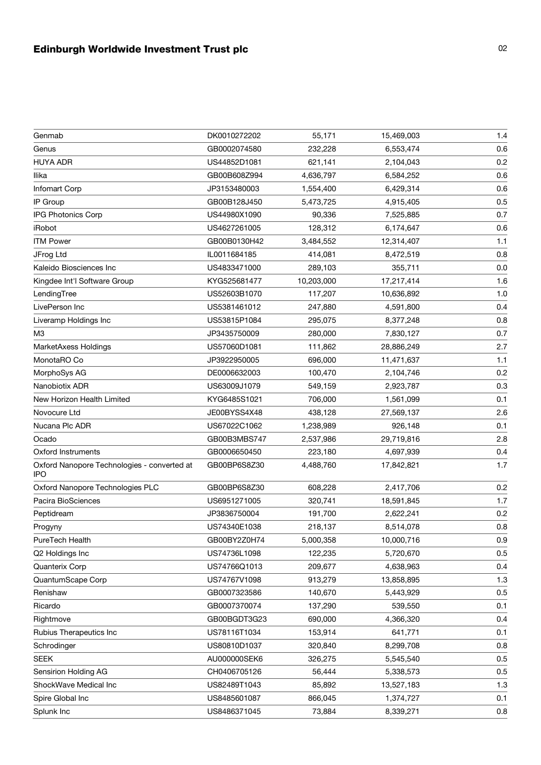| | | | | |
|---|---|---|---|---|
| Genmab | DK0010272202 | 55,171 | 15,469,003 | 1.4 |
| Genus | GB0002074580 | 232,228 | 6,553,474 | 0.6 |
| HUYA ADR | US44852D1081 | 621,141 | 2,104,043 | 0.2 |
| Ilika | GB00B608Z994 | 4,636,797 | 6,584,252 | 0.6 |
| Infomart Corp | JP3153480003 | 1,554,400 | 6,429,314 | 0.6 |
| IP Group | GB00B128J450 | 5,473,725 | 4,915,405 | 0.5 |
| IPG Photonics Corp | US44980X1090 | 90,336 | 7,525,885 | 0.7 |
| iRobot | US4627261005 | 128,312 | 6,174,647 | 0.6 |
| ITM Power | GB00B0130H42 | 3,484,552 | 12,314,407 | 1.1 |
| JFrog Ltd | IL0011684185 | 414,081 | 8,472,519 | 0.8 |
| Kaleido Biosciences Inc | US4833471000 | 289,103 | 355,711 | 0.0 |
| Kingdee Int'l Software Group | KYG525681477 | 10,203,000 | 17,217,414 | 1.6 |
| LendingTree | US52603B1070 | 117,207 | 10,636,892 | 1.0 |
| LivePerson Inc | US5381461012 | 247,880 | 4,591,800 | 0.4 |
| Liveramp Holdings Inc | US53815P1084 | 295,075 | 8,377,248 | 0.8 |
| M3 | JP3435750009 | 280,000 | 7,830,127 | 0.7 |
| MarketAxess Holdings | US57060D1081 | 111,862 | 28,886,249 | 2.7 |
| MonotaRO Co | JP3922950005 | 696,000 | 11,471,637 | 1.1 |
| MorphoSys AG | DE0006632003 | 100,470 | 2,104,746 | 0.2 |
| Nanobiotix ADR | US63009J1079 | 549,159 | 2,923,787 | 0.3 |
| New Horizon Health Limited | KYG6485S1021 | 706,000 | 1,561,099 | 0.1 |
| Novocure Ltd | JE00BYSS4X48 | 438,128 | 27,569,137 | 2.6 |
| Nucana Plc ADR | US67022C1062 | 1,238,989 | 926,148 | 0.1 |
| Ocado | GB00B3MBS747 | 2,537,986 | 29,719,816 | 2.8 |
| Oxford Instruments | GB0006650450 | 223,180 | 4,697,939 | 0.4 |
| Oxford Nanopore Technologies - converted at IPO | GB00BP6S8Z30 | 4,488,760 | 17,842,821 | 1.7 |
| Oxford Nanopore Technologies PLC | GB00BP6S8Z30 | 608,228 | 2,417,706 | 0.2 |
| Pacira BioSciences | US6951271005 | 320,741 | 18,591,845 | 1.7 |
| Peptidream | JP3836750004 | 191,700 | 2,622,241 | 0.2 |
| Progyny | US74340E1038 | 218,137 | 8,514,078 | 0.8 |
| PureTech Health | GB00BY2Z0H74 | 5,000,358 | 10,000,716 | 0.9 |
| Q2 Holdings Inc | US74736L1098 | 122,235 | 5,720,670 | 0.5 |
| Quanterix Corp | US74766Q1013 | 209,677 | 4,638,963 | 0.4 |
| QuantumScape Corp | US74767V1098 | 913,279 | 13,858,895 | 1.3 |
| Renishaw | GB0007323586 | 140,670 | 5,443,929 | 0.5 |
| Ricardo | GB0007370074 | 137,290 | 539,550 | 0.1 |
| Rightmove | GB00BGDT3G23 | 690,000 | 4,366,320 | 0.4 |
| Rubius Therapeutics Inc | US78116T1034 | 153,914 | 641,771 | 0.1 |
| Schrodinger | US80810D1037 | 320,840 | 8,299,708 | 0.8 |
| SEEK | AU000000SEK6 | 326,275 | 5,545,540 | 0.5 |
| Sensirion Holding AG | CH0406705126 | 56,444 | 5,338,573 | 0.5 |
| ShockWave Medical Inc | US82489T1043 | 85,892 | 13,527,183 | 1.3 |
| Spire Global Inc | US8485601087 | 866,045 | 1,374,727 | 0.1 |
| Splunk Inc | US8486371045 | 73,884 | 8,339,271 | 0.8 |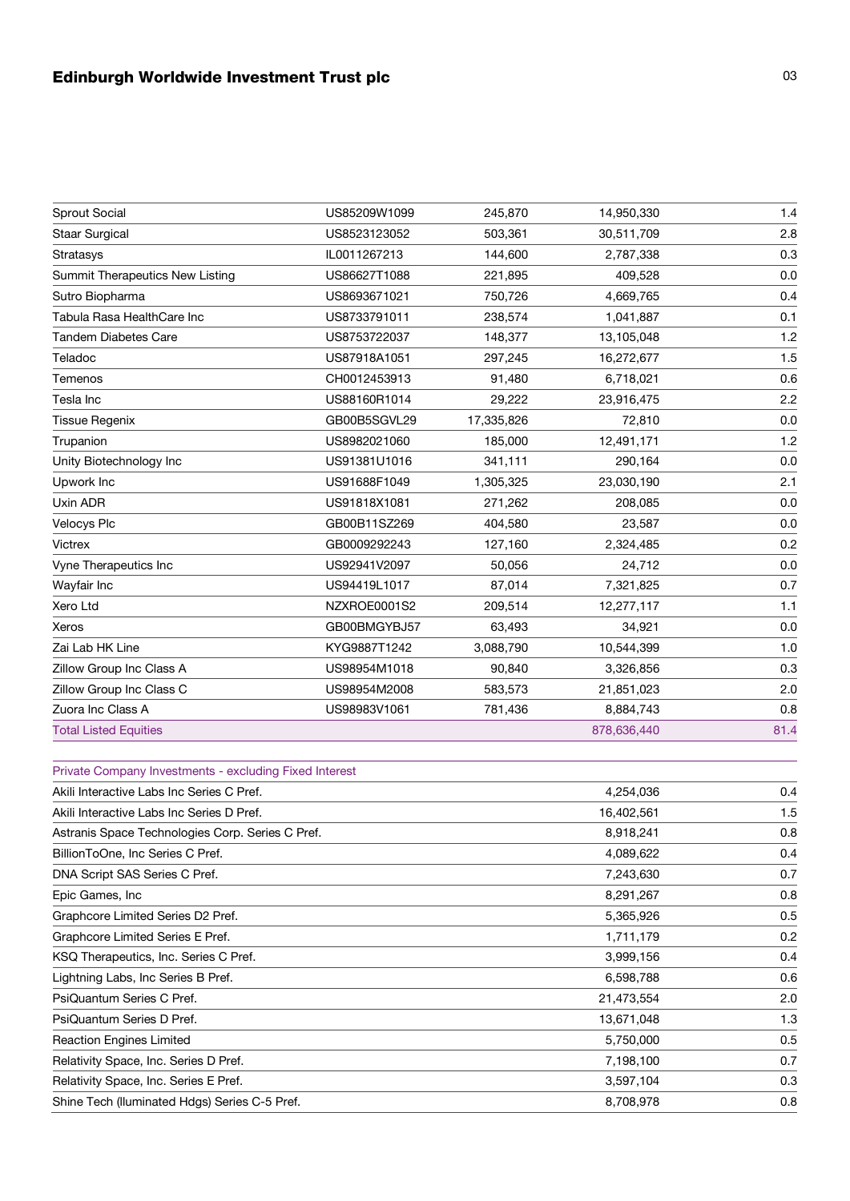| | | | | |
|---|---|---|---|---|
| Sprout Social | US85209W1099 | 245,870 | 14,950,330 | 1.4 |
| Staar Surgical | US8523123052 | 503,361 | 30,511,709 | 2.8 |
| Stratasys | IL0011267213 | 144,600 | 2,787,338 | 0.3 |
| Summit Therapeutics New Listing | US86627T1088 | 221,895 | 409,528 | 0.0 |
| Sutro Biopharma | US8693671021 | 750,726 | 4,669,765 | 0.4 |
| Tabula Rasa HealthCare Inc | US8733791011 | 238,574 | 1,041,887 | 0.1 |
| Tandem Diabetes Care | US8753722037 | 148,377 | 13,105,048 | 1.2 |
| Teladoc | US87918A1051 | 297,245 | 16,272,677 | 1.5 |
| Temenos | CH0012453913 | 91,480 | 6,718,021 | 0.6 |
| Tesla Inc | US88160R1014 | 29,222 | 23,916,475 | 2.2 |
| Tissue Regenix | GB00B5SGVL29 | 17,335,826 | 72,810 | 0.0 |
| Trupanion | US8982021060 | 185,000 | 12,491,171 | 1.2 |
| Unity Biotechnology Inc | US91381U1016 | 341,111 | 290,164 | 0.0 |
| Upwork Inc | US91688F1049 | 1,305,325 | 23,030,190 | 2.1 |
| Uxin ADR | US91818X1081 | 271,262 | 208,085 | 0.0 |
| Velocys Plc | GB00B11SZ269 | 404,580 | 23,587 | 0.0 |
| Victrex | GB0009292243 | 127,160 | 2,324,485 | 0.2 |
| Vyne Therapeutics Inc | US92941V2097 | 50,056 | 24,712 | 0.0 |
| Wayfair Inc | US94419L1017 | 87,014 | 7,321,825 | 0.7 |
| Xero Ltd | NZXROE0001S2 | 209,514 | 12,277,117 | 1.1 |
| Xeros | GB00BMGYBJ57 | 63,493 | 34,921 | 0.0 |
| Zai Lab HK Line | KYG9887T1242 | 3,088,790 | 10,544,399 | 1.0 |
| Zillow Group Inc Class A | US98954M1018 | 90,840 | 3,326,856 | 0.3 |
| Zillow Group Inc Class C | US98954M2008 | 583,573 | 21,851,023 | 2.0 |
| Zuora Inc Class A | US98983V1061 | 781,436 | 8,884,743 | 0.8 |
| Total Listed Equities | | | 878,636,440 | 81.4 |

| Private Company Investments - excluding Fixed Interest | | |
|---|---|---|
| Akili Interactive Labs Inc Series C Pref. | 4,254,036 | 0.4 |
| Akili Interactive Labs Inc Series D Pref. | 16,402,561 | 1.5 |
| Astranis Space Technologies Corp. Series C Pref. | 8,918,241 | 0.8 |
| BillionToOne, Inc Series C Pref. | 4,089,622 | 0.4 |
| DNA Script SAS Series C Pref. | 7,243,630 | 0.7 |
| Epic Games, Inc | 8,291,267 | 0.8 |
| Graphcore Limited Series D2 Pref. | 5,365,926 | 0.5 |
| Graphcore Limited Series E Pref. | 1,711,179 | 0.2 |
| KSQ Therapeutics, Inc. Series C Pref. | 3,999,156 | 0.4 |
| Lightning Labs, Inc Series B Pref. | 6,598,788 | 0.6 |
| PsiQuantum Series C Pref. | 21,473,554 | 2.0 |
| PsiQuantum Series D Pref. | 13,671,048 | 1.3 |
| Reaction Engines Limited | 5,750,000 | 0.5 |
| Relativity Space, Inc. Series D Pref. | 7,198,100 | 0.7 |
| Relativity Space, Inc. Series E Pref. | 3,597,104 | 0.3 |
| Shine Tech (Iluminated Hdgs) Series C-5 Pref. | 8,708,978 | 0.8 |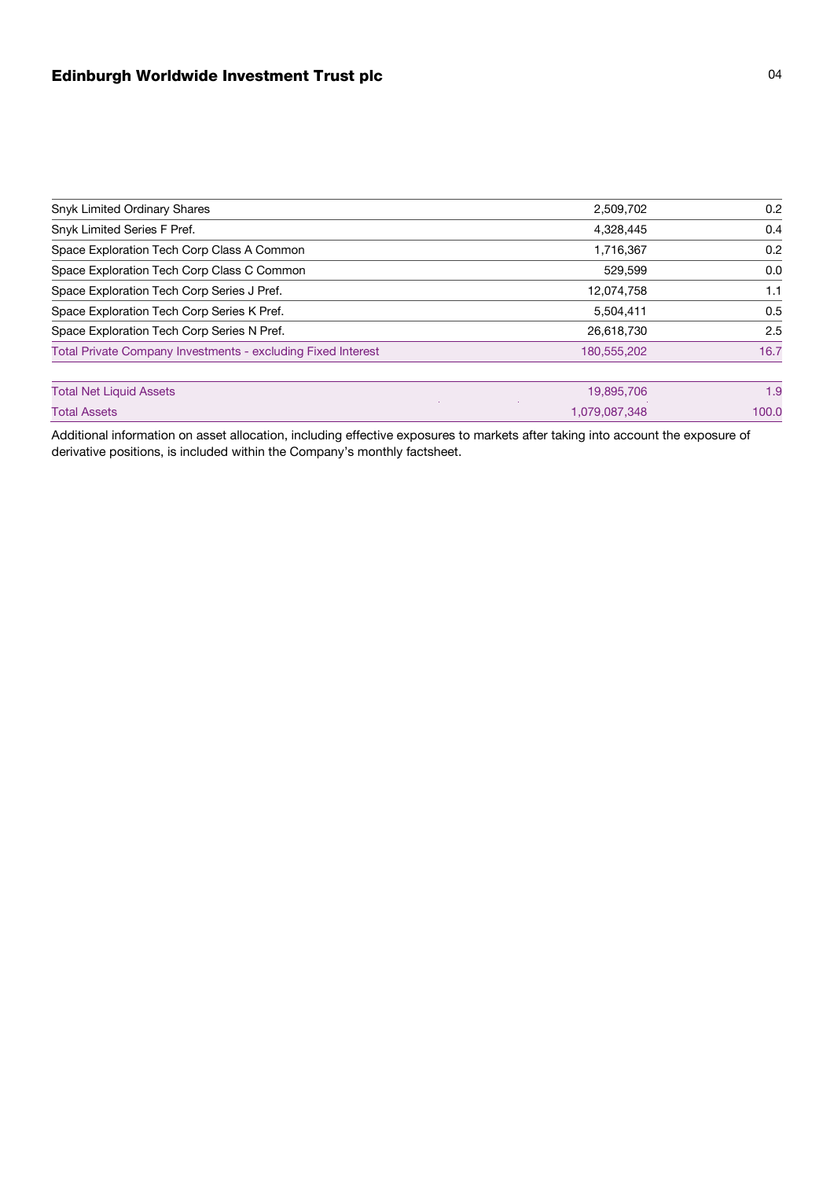| | | |
|---|---|---|
| Snyk Limited Ordinary Shares | 2,509,702 | 0.2 |
| Snyk Limited Series F Pref. | 4,328,445 | 0.4 |
| Space Exploration Tech Corp Class A Common | 1,716,367 | 0.2 |
| Space Exploration Tech Corp Class C Common | 529,599 | 0.0 |
| Space Exploration Tech Corp Series J Pref. | 12,074,758 | 1.1 |
| Space Exploration Tech Corp Series K Pref. | 5,504,411 | 0.5 |
| Space Exploration Tech Corp Series N Pref. | 26,618,730 | 2.5 |
| Total Private Company Investments - excluding Fixed Interest | 180,555,202 | 16.7 |
| | | |
| Total Net Liquid Assets | 19,895,706 | 1.9 |
| Total Assets | 1,079,087,348 | 100.0 |

Additional information on asset allocation, including effective exposures to markets after taking into account the exposure of derivative positions, is included within the Company's monthly factsheet.